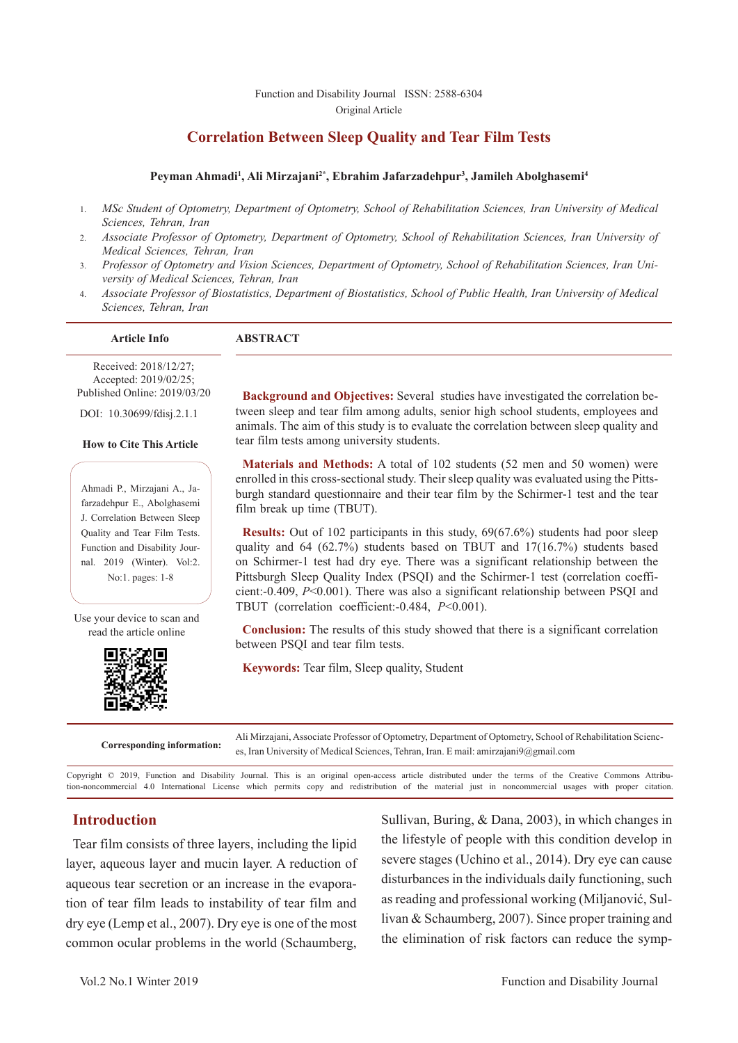Function and Disability Journal ISSN: 2588-6304

Original Article

# Correlation Between Sleep Quality and Tear Film Tests

**Peyman Ahmadi[1], Ali Mirzajani[2*], Ebrahim Jafarzadehpur[3], Jamileh Abolghasemi[4]**

1. *MSc Student of Optometry, Department of Optometry, School of Rehabilitation Sciences, Iran University of Medical Sciences, Tehran, Iran*
2. *Associate Professor of Optometry, Department of Optometry, School of Rehabilitation Sciences, Iran University of Medical Sciences, Tehran, Iran*
3. *Professor of Optometry and Vision Sciences, Department of Optometry, School of Rehabilitation Sciences, Iran University of Medical Sciences, Tehran, Iran*
4. *Associate Professor of Biostatistics, Department of Biostatistics, School of Public Health, Iran University of Medical Sciences, Tehran, Iran*

**Article Info**

Received: 2018/12/27;
Accepted: 2019/02/25;
Published Online: 2019/03/20

DOI: 10.30699/fdisj.2.1.1

**How to Cite This Article**

Ahmadi P., Mirzajani A., Jafarzadehpur E., Abolghasemi J. Correlation Between Sleep Quality and Tear Film Tests. Function and Disability Journal. 2019 (Winter). Vol:2. No:1. pages: 1-8

Use your device to scan and read the article online

## ABSTRACT

**Background and Objectives:** Several studies have investigated the correlation between sleep and tear film among adults, senior high school students, employees and animals. The aim of this study is to evaluate the correlation between sleep quality and tear film tests among university students.

**Materials and Methods:** A total of 102 students (52 men and 50 women) were enrolled in this cross-sectional study. Their sleep quality was evaluated using the Pittsburgh standard questionnaire and their tear film by the Schirmer-1 test and the tear film break up time (TBUT).

**Results:** Out of 102 participants in this study, 69(67.6%) students had poor sleep quality and 64 (62.7%) students based on TBUT and 17(16.7%) students based on Schirmer-1 test had dry eye. There was a significant relationship between the Pittsburgh Sleep Quality Index (PSQI) and the Schirmer-1 test (correlation coefficient:-0.409, $P<0.001$). There was also a significant relationship between PSQI and TBUT (correlation coefficient:-0.484, $P<0.001$).

**Conclusion:** The results of this study showed that there is a significant correlation between PSQI and tear film tests.

**Keywords:** Tear film, Sleep quality, Student

**Corresponding information:** Ali Mirzajani, Associate Professor of Optometry, Department of Optometry, School of Rehabilitation Sciences, Iran University of Medical Sciences, Tehran, Iran. E mail: amirzajani9@gmail.com

Copyright © 2019, Function and Disability Journal. This is an original open-access article distributed under the terms of the Creative Commons Attribution-noncommercial 4.0 International License which permits copy and redistribution of the material just in noncommercial usages with proper citation.

## Introduction

Tear film consists of three layers, including the lipid layer, aqueous layer and mucin layer. A reduction of aqueous tear secretion or an increase in the evaporation of tear film leads to instability of tear film and dry eye (Lemp et al., 2007). Dry eye is one of the most common ocular problems in the world (Schaumberg, Sullivan, Buring, & Dana, 2003), in which changes in the lifestyle of people with this condition develop in severe stages (Uchino et al., 2014). Dry eye can cause disturbances in the individuals daily functioning, such as reading and professional working (Miljanović, Sullivan & Schaumberg, 2007). Since proper training and the elimination of risk factors can reduce the symp-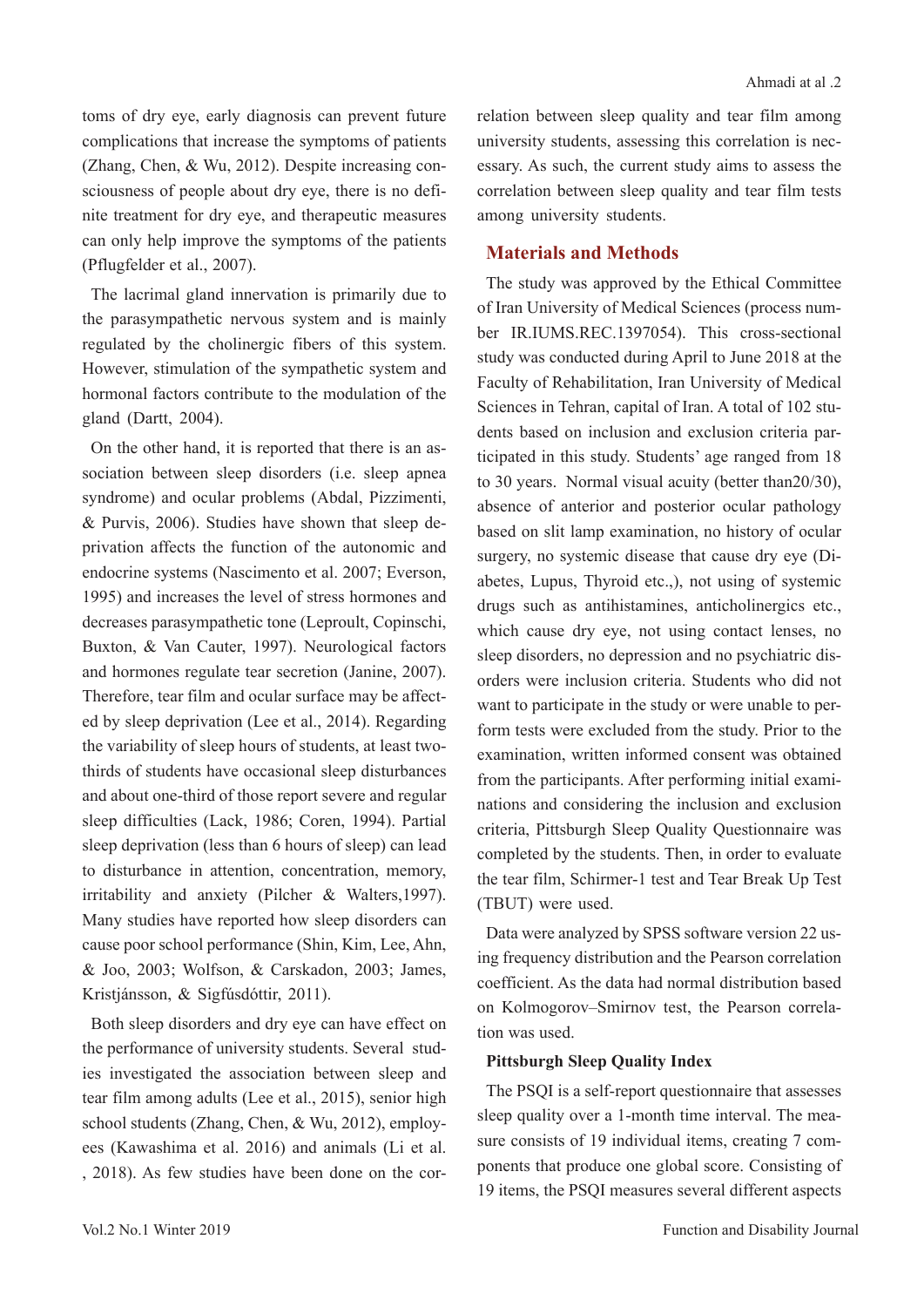toms of dry eye, early diagnosis can prevent future complications that increase the symptoms of patients (Zhang, Chen, & Wu, 2012). Despite increasing consciousness of people about dry eye, there is no definite treatment for dry eye, and therapeutic measures can only help improve the symptoms of the patients (Pflugfelder et al., 2007).

The lacrimal gland innervation is primarily due to the parasympathetic nervous system and is mainly regulated by the cholinergic fibers of this system. However, stimulation of the sympathetic system and hormonal factors contribute to the modulation of the gland (Dartt, 2004).

On the other hand, it is reported that there is an association between sleep disorders (i.e. sleep apnea syndrome) and ocular problems (Abdal, Pizzimenti, & Purvis, 2006). Studies have shown that sleep deprivation affects the function of the autonomic and endocrine systems (Nascimento et al. 2007; Everson, 1995) and increases the level of stress hormones and decreases parasympathetic tone (Leproult, Copinschi, Buxton, & Van Cauter, 1997). Neurological factors and hormones regulate tear secretion (Janine, 2007). Therefore, tear film and ocular surface may be affected by sleep deprivation (Lee et al., 2014). Regarding the variability of sleep hours of students, at least two-thirds of students have occasional sleep disturbances and about one-third of those report severe and regular sleep difficulties (Lack, 1986; Coren, 1994). Partial sleep deprivation (less than 6 hours of sleep) can lead to disturbance in attention, concentration, memory, irritability and anxiety (Pilcher & Walters,1997). Many studies have reported how sleep disorders can cause poor school performance (Shin, Kim, Lee, Ahn, & Joo, 2003; Wolfson, & Carskadon, 2003; James, Kristjánsson, & Sigfúsdóttir, 2011).

Both sleep disorders and dry eye can have effect on the performance of university students. Several studies investigated the association between sleep and tear film among adults (Lee et al., 2015), senior high school students (Zhang, Chen, & Wu, 2012), employees (Kawashima et al. 2016) and animals (Li et al. , 2018). As few studies have been done on the correlation between sleep quality and tear film among university students, assessing this correlation is necessary. As such, the current study aims to assess the correlation between sleep quality and tear film tests among university students.

## Materials and Methods

The study was approved by the Ethical Committee of Iran University of Medical Sciences (process number IR.IUMS.REC.1397054). This cross-sectional study was conducted during April to June 2018 at the Faculty of Rehabilitation, Iran University of Medical Sciences in Tehran, capital of Iran. A total of 102 students based on inclusion and exclusion criteria participated in this study. Students' age ranged from 18 to 30 years. Normal visual acuity (better than20/30), absence of anterior and posterior ocular pathology based on slit lamp examination, no history of ocular surgery, no systemic disease that cause dry eye (Diabetes, Lupus, Thyroid etc.,), not using of systemic drugs such as antihistamines, anticholinergics etc., which cause dry eye, not using contact lenses, no sleep disorders, no depression and no psychiatric disorders were inclusion criteria. Students who did not want to participate in the study or were unable to perform tests were excluded from the study. Prior to the examination, written informed consent was obtained from the participants. After performing initial examinations and considering the inclusion and exclusion criteria, Pittsburgh Sleep Quality Questionnaire was completed by the students. Then, in order to evaluate the tear film, Schirmer-1 test and Tear Break Up Test (TBUT) were used.

Data were analyzed by SPSS software version 22 using frequency distribution and the Pearson correlation coefficient. As the data had normal distribution based on Kolmogorov–Smirnov test, the Pearson correlation was used.

### Pittsburgh Sleep Quality Index

The PSQI is a self-report questionnaire that assesses sleep quality over a 1-month time interval. The measure consists of 19 individual items, creating 7 components that produce one global score. Consisting of 19 items, the PSQI measures several different aspects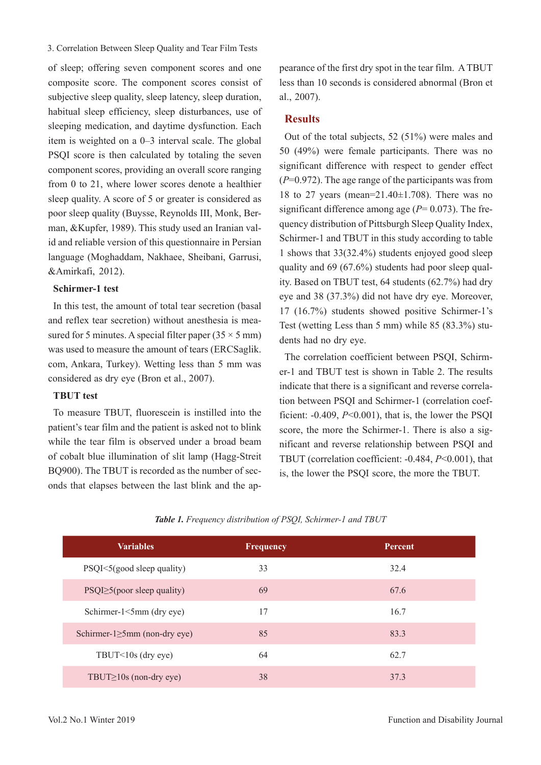of sleep; offering seven component scores and one composite score. The component scores consist of subjective sleep quality, sleep latency, sleep duration, habitual sleep efficiency, sleep disturbances, use of sleeping medication, and daytime dysfunction. Each item is weighted on a 0–3 interval scale. The global PSQI score is then calculated by totaling the seven component scores, providing an overall score ranging from 0 to 21, where lower scores denote a healthier sleep quality. A score of 5 or greater is considered as poor sleep quality (Buysse, Reynolds III, Monk, Berman, &Kupfer, 1989). This study used an Iranian valid and reliable version of this questionnaire in Persian language (Moghaddam, Nakhaee, Sheibani, Garrusi, &Amirkafi, 2012).

### Schirmer-1 test

In this test, the amount of total tear secretion (basal and reflex tear secretion) without anesthesia is measured for 5 minutes. A special filter paper (35 × 5 mm) was used to measure the amount of tears (ERCSaglik.com, Ankara, Turkey). Wetting less than 5 mm was considered as dry eye (Bron et al., 2007).

### TBUT test

To measure TBUT, fluorescein is instilled into the patient's tear film and the patient is asked not to blink while the tear film is observed under a broad beam of cobalt blue illumination of slit lamp (Hagg-Streit BQ900). The TBUT is recorded as the number of seconds that elapses between the last blink and the appearance of the first dry spot in the tear film. A TBUT less than 10 seconds is considered abnormal (Bron et al., 2007).

## Results

Out of the total subjects, 52 (51%) were males and 50 (49%) were female participants. There was no significant difference with respect to gender effect ($P$=0.972). The age range of the participants was from 18 to 27 years (mean=21.40±1.708). There was no significant difference among age ($P$= 0.073). The frequency distribution of Pittsburgh Sleep Quality Index, Schirmer-1 and TBUT in this study according to table 1 shows that 33(32.4%) students enjoyed good sleep quality and 69 (67.6%) students had poor sleep quality. Based on TBUT test, 64 students (62.7%) had dry eye and 38 (37.3%) did not have dry eye. Moreover, 17 (16.7%) students showed positive Schirmer-1's Test (wetting Less than 5 mm) while 85 (83.3%) students had no dry eye.

The correlation coefficient between PSQI, Schirmer-1 and TBUT test is shown in Table 2. The results indicate that there is a significant and reverse correlation between PSQI and Schirmer-1 (correlation coefficient: -0.409, $P$<0.001), that is, the lower the PSQI score, the more the Schirmer-1. There is also a significant and reverse relationship between PSQI and TBUT (correlation coefficient: -0.484, $P$<0.001), that is, the lower the PSQI score, the more the TBUT.

***Table 1.*** *Frequency distribution of PSQI, Schirmer-1 and TBUT*

| Variables | Frequency | Percent |
|---|---|---|
| PSQI<5(good sleep quality) | 33 | 32.4 |
| PSQI≥5(poor sleep quality) | 69 | 67.6 |
| Schirmer-1<5mm (dry eye) | 17 | 16.7 |
| Schirmer-1≥5mm (non-dry eye) | 85 | 83.3 |
| TBUT<10s (dry eye) | 64 | 62.7 |
| TBUT≥10s (non-dry eye) | 38 | 37.3 |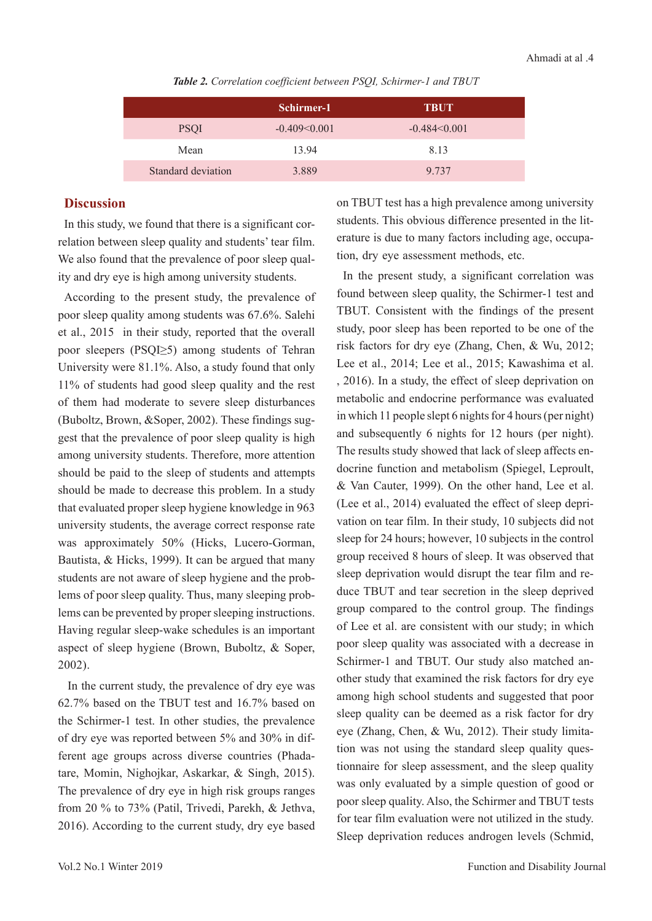***Table 2.*** *Correlation coefficient between PSQI, Schirmer-1 and TBUT*

| | Schirmer-1 | TBUT |
|---|---|---|
| PSQI | -0.409<0.001 | -0.484<0.001 |
| Mean | 13.94 | 8.13 |
| Standard deviation | 3.889 | 9.737 |

## Discussion

In this study, we found that there is a significant correlation between sleep quality and students' tear film. We also found that the prevalence of poor sleep quality and dry eye is high among university students.

According to the present study, the prevalence of poor sleep quality among students was 67.6%. Salehi et al., 2015 in their study, reported that the overall poor sleepers (PSQI≥5) among students of Tehran University were 81.1%. Also, a study found that only 11% of students had good sleep quality and the rest of them had moderate to severe sleep disturbances (Buboltz, Brown, &Soper, 2002). These findings suggest that the prevalence of poor sleep quality is high among university students. Therefore, more attention should be paid to the sleep of students and attempts should be made to decrease this problem. In a study that evaluated proper sleep hygiene knowledge in 963 university students, the average correct response rate was approximately 50% (Hicks, Lucero-Gorman, Bautista, & Hicks, 1999). It can be argued that many students are not aware of sleep hygiene and the problems of poor sleep quality. Thus, many sleeping problems can be prevented by proper sleeping instructions. Having regular sleep-wake schedules is an important aspect of sleep hygiene (Brown, Buboltz, & Soper, 2002).

In the current study, the prevalence of dry eye was 62.7% based on the TBUT test and 16.7% based on the Schirmer-1 test. In other studies, the prevalence of dry eye was reported between 5% and 30% in different age groups across diverse countries (Phadatare, Momin, Nighojkar, Askarkar, & Singh, 2015). The prevalence of dry eye in high risk groups ranges from 20 % to 73% (Patil, Trivedi, Parekh, & Jethva, 2016). According to the current study, dry eye based on TBUT test has a high prevalence among university students. This obvious difference presented in the literature is due to many factors including age, occupation, dry eye assessment methods, etc.

In the present study, a significant correlation was found between sleep quality, the Schirmer-1 test and TBUT. Consistent with the findings of the present study, poor sleep has been reported to be one of the risk factors for dry eye (Zhang, Chen, & Wu, 2012; Lee et al., 2014; Lee et al., 2015; Kawashima et al. , 2016). In a study, the effect of sleep deprivation on metabolic and endocrine performance was evaluated in which 11 people slept 6 nights for 4 hours (per night) and subsequently 6 nights for 12 hours (per night). The results study showed that lack of sleep affects endocrine function and metabolism (Spiegel, Leproult, & Van Cauter, 1999). On the other hand, Lee et al. (Lee et al., 2014) evaluated the effect of sleep deprivation on tear film. In their study, 10 subjects did not sleep for 24 hours; however, 10 subjects in the control group received 8 hours of sleep. It was observed that sleep deprivation would disrupt the tear film and reduce TBUT and tear secretion in the sleep deprived group compared to the control group. The findings of Lee et al. are consistent with our study; in which poor sleep quality was associated with a decrease in Schirmer-1 and TBUT. Our study also matched another study that examined the risk factors for dry eye among high school students and suggested that poor sleep quality can be deemed as a risk factor for dry eye (Zhang, Chen, & Wu, 2012). Their study limitation was not using the standard sleep quality questionnaire for sleep assessment, and the sleep quality was only evaluated by a simple question of good or poor sleep quality. Also, the Schirmer and TBUT tests for tear film evaluation were not utilized in the study. Sleep deprivation reduces androgen levels (Schmid,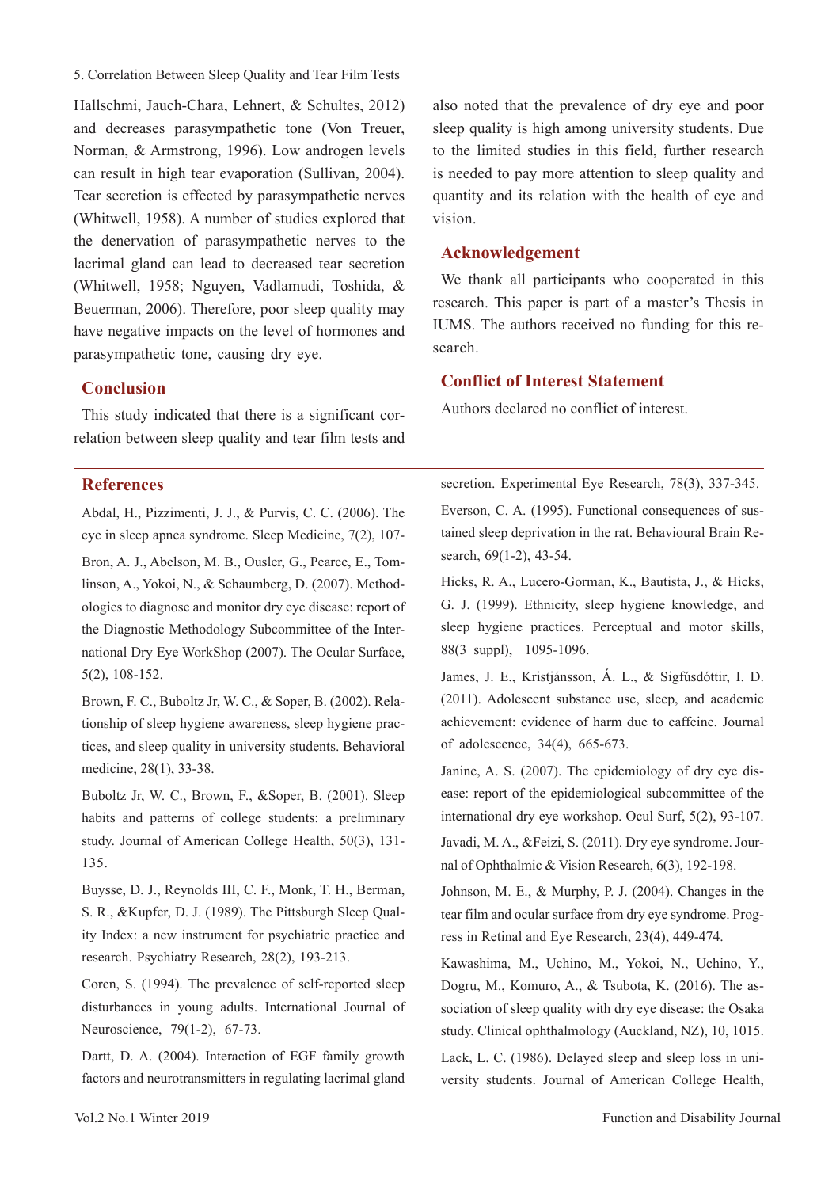Hallschmi, Jauch-Chara, Lehnert, & Schultes, 2012) and decreases parasympathetic tone (Von Treuer, Norman, & Armstrong, 1996). Low androgen levels can result in high tear evaporation (Sullivan, 2004). Tear secretion is effected by parasympathetic nerves (Whitwell, 1958). A number of studies explored that the denervation of parasympathetic nerves to the lacrimal gland can lead to decreased tear secretion (Whitwell, 1958; Nguyen, Vadlamudi, Toshida, & Beuerman, 2006). Therefore, poor sleep quality may have negative impacts on the level of hormones and parasympathetic tone, causing dry eye.

## Conclusion

This study indicated that there is a significant correlation between sleep quality and tear film tests and also noted that the prevalence of dry eye and poor sleep quality is high among university students. Due to the limited studies in this field, further research is needed to pay more attention to sleep quality and quantity and its relation with the health of eye and vision.

## Acknowledgement

We thank all participants who cooperated in this research. This paper is part of a master's Thesis in IUMS. The authors received no funding for this research.

## Conflict of Interest Statement

Authors declared no conflict of interest.

## References

Abdal, H., Pizzimenti, J. J., & Purvis, C. C. (2006). The eye in sleep apnea syndrome. Sleep Medicine, 7(2), 107-

Bron, A. J., Abelson, M. B., Ousler, G., Pearce, E., Tomlinson, A., Yokoi, N., & Schaumberg, D. (2007). Methodologies to diagnose and monitor dry eye disease: report of the Diagnostic Methodology Subcommittee of the International Dry Eye WorkShop (2007). The Ocular Surface, 5(2), 108-152.

Brown, F. C., Buboltz Jr, W. C., & Soper, B. (2002). Relationship of sleep hygiene awareness, sleep hygiene practices, and sleep quality in university students. Behavioral medicine, 28(1), 33-38.

Buboltz Jr, W. C., Brown, F., &Soper, B. (2001). Sleep habits and patterns of college students: a preliminary study. Journal of American College Health, 50(3), 131-135.

Buysse, D. J., Reynolds III, C. F., Monk, T. H., Berman, S. R., &Kupfer, D. J. (1989). The Pittsburgh Sleep Quality Index: a new instrument for psychiatric practice and research. Psychiatry Research, 28(2), 193-213.

Coren, S. (1994). The prevalence of self-reported sleep disturbances in young adults. International Journal of Neuroscience, 79(1-2), 67-73.

Dartt, D. A. (2004). Interaction of EGF family growth factors and neurotransmitters in regulating lacrimal gland secretion. Experimental Eye Research, 78(3), 337-345.

Everson, C. A. (1995). Functional consequences of sustained sleep deprivation in the rat. Behavioural Brain Research, 69(1-2), 43-54.

Hicks, R. A., Lucero-Gorman, K., Bautista, J., & Hicks, G. J. (1999). Ethnicity, sleep hygiene knowledge, and sleep hygiene practices. Perceptual and motor skills, 88(3_suppl), 1095-1096.

James, J. E., Kristjánsson, Á. L., & Sigfúsdóttir, I. D. (2011). Adolescent substance use, sleep, and academic achievement: evidence of harm due to caffeine. Journal of adolescence, 34(4), 665-673.

Janine, A. S. (2007). The epidemiology of dry eye disease: report of the epidemiological subcommittee of the international dry eye workshop. Ocul Surf, 5(2), 93-107.

Javadi, M. A., &Feizi, S. (2011). Dry eye syndrome. Journal of Ophthalmic & Vision Research, 6(3), 192-198.

Johnson, M. E., & Murphy, P. J. (2004). Changes in the tear film and ocular surface from dry eye syndrome. Progress in Retinal and Eye Research, 23(4), 449-474.

Kawashima, M., Uchino, M., Yokoi, N., Uchino, Y., Dogru, M., Komuro, A., & Tsubota, K. (2016). The association of sleep quality with dry eye disease: the Osaka study. Clinical ophthalmology (Auckland, NZ), 10, 1015.

Lack, L. C. (1986). Delayed sleep and sleep loss in university students. Journal of American College Health,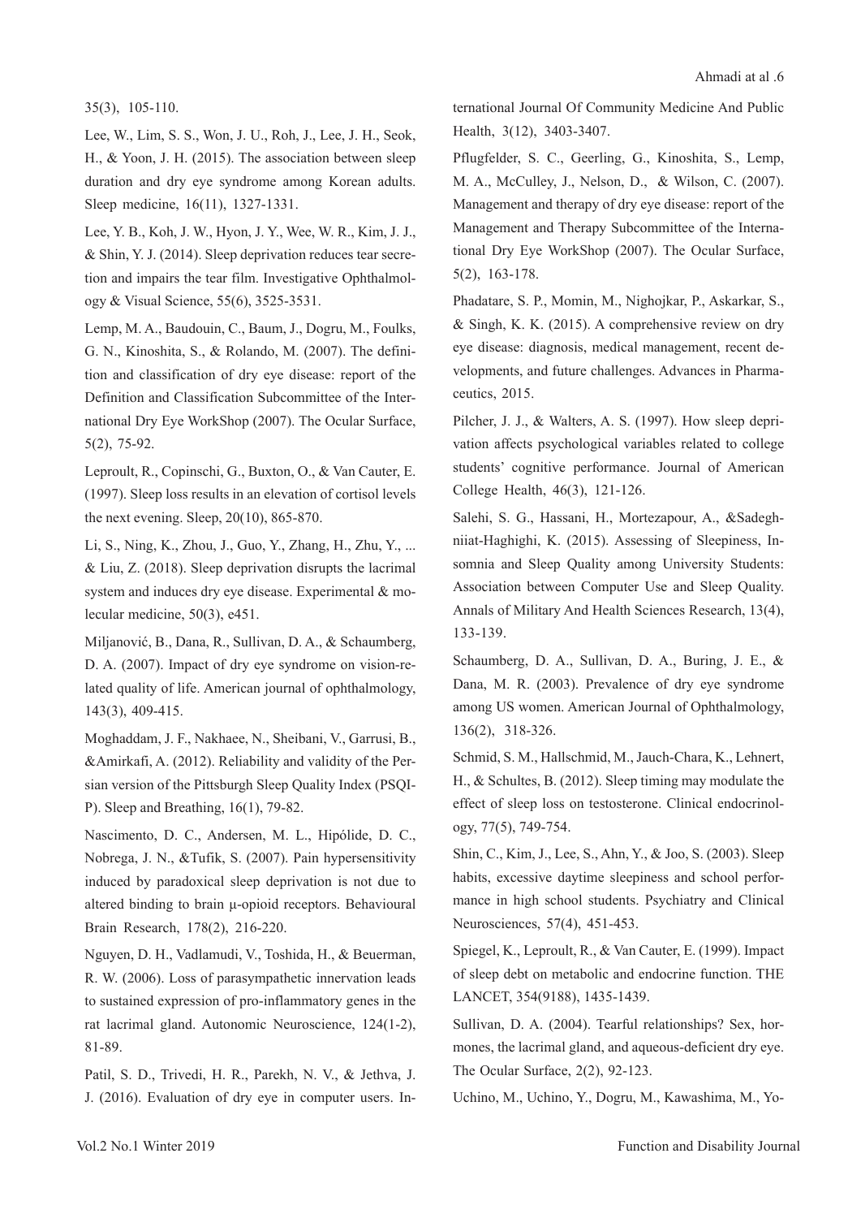35(3), 105-110.

Lee, W., Lim, S. S., Won, J. U., Roh, J., Lee, J. H., Seok, H., & Yoon, J. H. (2015). The association between sleep duration and dry eye syndrome among Korean adults. Sleep medicine, 16(11), 1327-1331.

Lee, Y. B., Koh, J. W., Hyon, J. Y., Wee, W. R., Kim, J. J., & Shin, Y. J. (2014). Sleep deprivation reduces tear secretion and impairs the tear film. Investigative Ophthalmology & Visual Science, 55(6), 3525-3531.

Lemp, M. A., Baudouin, C., Baum, J., Dogru, M., Foulks, G. N., Kinoshita, S., & Rolando, M. (2007). The definition and classification of dry eye disease: report of the Definition and Classification Subcommittee of the International Dry Eye WorkShop (2007). The Ocular Surface, 5(2), 75-92.

Leproult, R., Copinschi, G., Buxton, O., & Van Cauter, E. (1997). Sleep loss results in an elevation of cortisol levels the next evening. Sleep, 20(10), 865-870.

Li, S., Ning, K., Zhou, J., Guo, Y., Zhang, H., Zhu, Y., ... & Liu, Z. (2018). Sleep deprivation disrupts the lacrimal system and induces dry eye disease. Experimental & molecular medicine, 50(3), e451.

Miljanović, B., Dana, R., Sullivan, D. A., & Schaumberg, D. A. (2007). Impact of dry eye syndrome on vision-related quality of life. American journal of ophthalmology, 143(3), 409-415.

Moghaddam, J. F., Nakhaee, N., Sheibani, V., Garrusi, B., &Amirkafi, A. (2012). Reliability and validity of the Persian version of the Pittsburgh Sleep Quality Index (PSQI-P). Sleep and Breathing, 16(1), 79-82.

Nascimento, D. C., Andersen, M. L., Hipólide, D. C., Nobrega, J. N., &Tufik, S. (2007). Pain hypersensitivity induced by paradoxical sleep deprivation is not due to altered binding to brain μ-opioid receptors. Behavioural Brain Research, 178(2), 216-220.

Nguyen, D. H., Vadlamudi, V., Toshida, H., & Beuerman, R. W. (2006). Loss of parasympathetic innervation leads to sustained expression of pro-inflammatory genes in the rat lacrimal gland. Autonomic Neuroscience, 124(1-2), 81-89.

Patil, S. D., Trivedi, H. R., Parekh, N. V., & Jethva, J. J. (2016). Evaluation of dry eye in computer users. International Journal Of Community Medicine And Public Health, 3(12), 3403-3407.

Pflugfelder, S. C., Geerling, G., Kinoshita, S., Lemp, M. A., McCulley, J., Nelson, D., & Wilson, C. (2007). Management and therapy of dry eye disease: report of the Management and Therapy Subcommittee of the International Dry Eye WorkShop (2007). The Ocular Surface, 5(2), 163-178.

Phadatare, S. P., Momin, M., Nighojkar, P., Askarkar, S., & Singh, K. K. (2015). A comprehensive review on dry eye disease: diagnosis, medical management, recent developments, and future challenges. Advances in Pharmaceutics, 2015.

Pilcher, J. J., & Walters, A. S. (1997). How sleep deprivation affects psychological variables related to college students' cognitive performance. Journal of American College Health, 46(3), 121-126.

Salehi, S. G., Hassani, H., Mortezapour, A., &Sadeghniiat-Haghighi, K. (2015). Assessing of Sleepiness, Insomnia and Sleep Quality among University Students: Association between Computer Use and Sleep Quality. Annals of Military And Health Sciences Research, 13(4), 133-139.

Schaumberg, D. A., Sullivan, D. A., Buring, J. E., & Dana, M. R. (2003). Prevalence of dry eye syndrome among US women. American Journal of Ophthalmology, 136(2), 318-326.

Schmid, S. M., Hallschmid, M., Jauch-Chara, K., Lehnert, H., & Schultes, B. (2012). Sleep timing may modulate the effect of sleep loss on testosterone. Clinical endocrinology, 77(5), 749-754.

Shin, C., Kim, J., Lee, S., Ahn, Y., & Joo, S. (2003). Sleep habits, excessive daytime sleepiness and school performance in high school students. Psychiatry and Clinical Neurosciences, 57(4), 451-453.

Spiegel, K., Leproult, R., & Van Cauter, E. (1999). Impact of sleep debt on metabolic and endocrine function. THE LANCET, 354(9188), 1435-1439.

Sullivan, D. A. (2004). Tearful relationships? Sex, hormones, the lacrimal gland, and aqueous-deficient dry eye. The Ocular Surface, 2(2), 92-123.

Uchino, M., Uchino, Y., Dogru, M., Kawashima, M., Yo-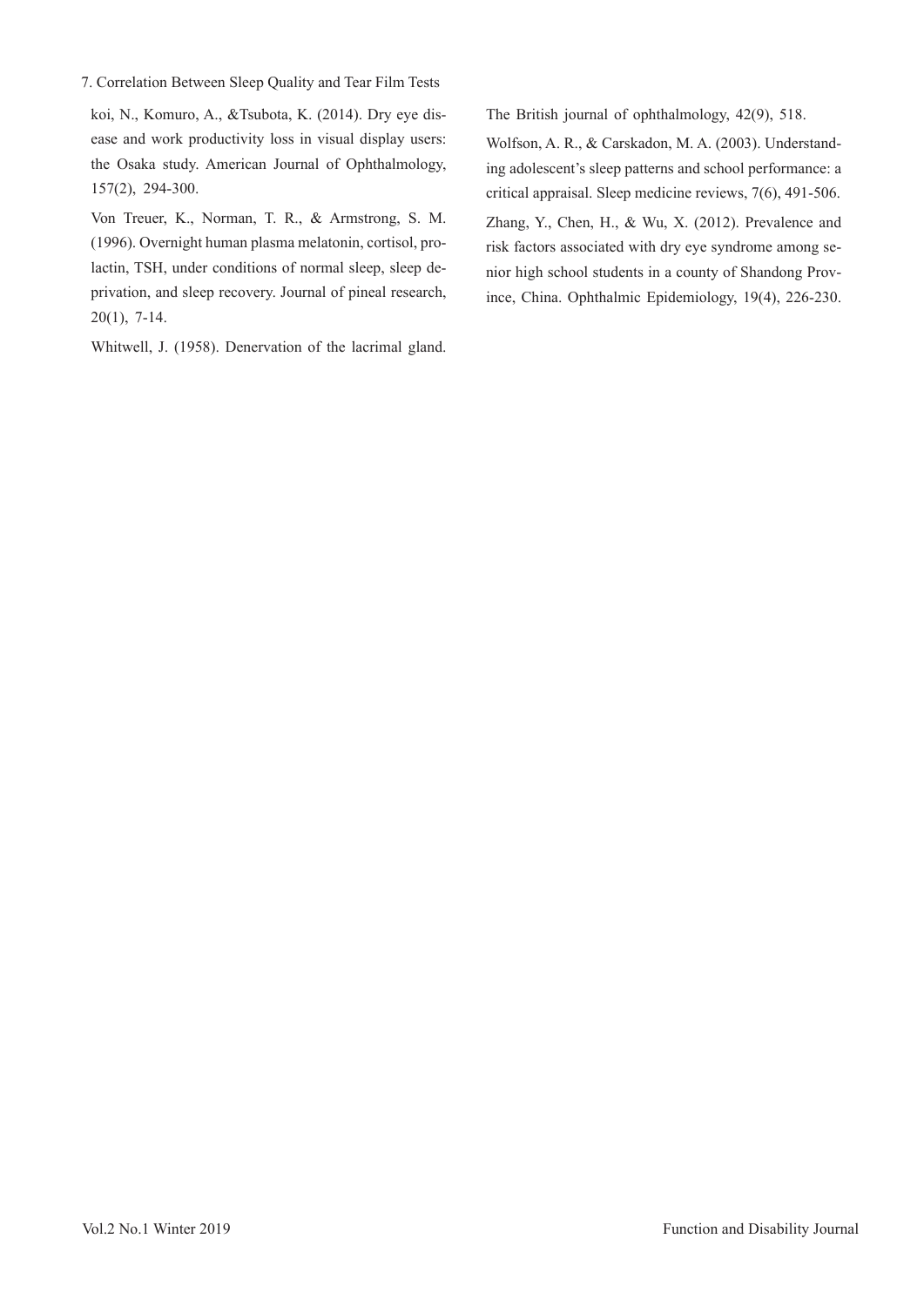koi, N., Komuro, A., &Tsubota, K. (2014). Dry eye disease and work productivity loss in visual display users: the Osaka study. American Journal of Ophthalmology, 157(2), 294-300.

Von Treuer, K., Norman, T. R., & Armstrong, S. M. (1996). Overnight human plasma melatonin, cortisol, prolactin, TSH, under conditions of normal sleep, sleep deprivation, and sleep recovery. Journal of pineal research, 20(1), 7-14.

Whitwell, J. (1958). Denervation of the lacrimal gland. The British journal of ophthalmology, 42(9), 518.

Wolfson, A. R., & Carskadon, M. A. (2003). Understanding adolescent's sleep patterns and school performance: a critical appraisal. Sleep medicine reviews, 7(6), 491-506.

Zhang, Y., Chen, H., & Wu, X. (2012). Prevalence and risk factors associated with dry eye syndrome among senior high school students in a county of Shandong Province, China. Ophthalmic Epidemiology, 19(4), 226-230.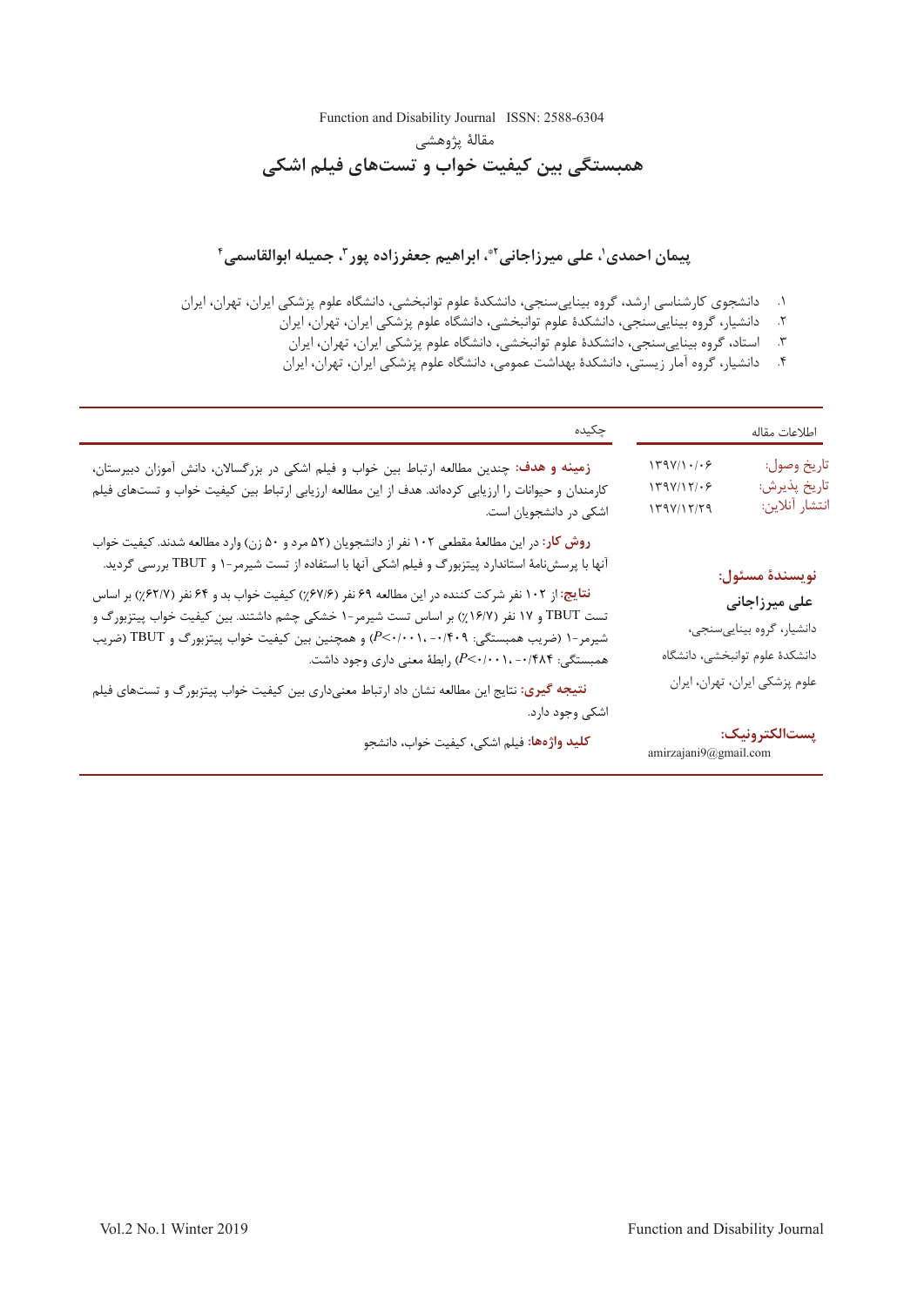مقالهٔ پژوهشی

# همبستگی بین کیفیت خواب و تست‌های فیلم اشکی

**پیمان احمدی[1]، علی میرزاجانی[2*]، ابراهیم جعفرزاده پور[3]، جمیله ابوالقاسمی[4]**

۱. دانشجوی کارشناسی ارشد، گروه بینایی‌سنجی، دانشکدهٔ علوم توانبخشی، دانشگاه علوم پزشکی ایران، تهران، ایران
۲. دانشیار، گروه بینایی‌سنجی، دانشکدهٔ علوم توانبخشی، دانشگاه علوم پزشکی ایران، تهران، ایران
۳. استاد، گروه بینایی‌سنجی، دانشکدهٔ علوم توانبخشی، دانشگاه علوم پزشکی ایران، تهران، ایران
۴. دانشیار، گروه آمار زیستی، دانشکدهٔ بهداشت عمومی، دانشگاه علوم پزشکی ایران، تهران، ایران

**اطلاعات مقاله**

تاریخ وصول: ۱۳۹۷/۱۰/۰۶
تاریخ پذیرش: ۱۳۹۷/۱۲/۰۶
انتشار آنلاین: ۱۳۹۷/۱۲/۲۹

**نویسندهٔ مسئول:**

**علی میرزاجانی**

دانشیار، گروه بینایی‌سنجی، دانشکدهٔ علوم توانبخشی، دانشگاه علوم پزشکی ایران، تهران، ایران

**پست‌الکترونیک:**
amirzajani9@gmail.com

**چکیده**

**زمینه و هدف:** چندین مطالعه ارتباط بین خواب و فیلم اشکی در بزرگسالان، دانش آموزان دبیرستان، کارمندان و حیوانات را ارزیابی کرده‌اند. هدف از این مطالعه ارزیابی ارتباط بین کیفیت خواب و تست‌های فیلم اشکی در دانشجویان است.

**روش کار:** در این مطالعهٔ مقطعی ۱۰۲ نفر از دانشجویان (۵۲ مرد و ۵۰ زن) وارد مطالعه شدند. کیفیت خواب آنها با پرسش‌نامهٔ استاندارد پیتزبورگ و فیلم اشکی آنها با استفاده از تست شیرمر-۱ و TBUT بررسی گردید.

**نتایج:** از ۱۰۲ نفر شرکت کننده در این مطالعه ۶۹ نفر (۶۷/۶٪) کیفیت خواب بد و ۶۴ نفر (۶۲/۷٪) بر اساس تست TBUT و ۱۷ نفر (۱۶/۷٪) بر اساس تست شیرمر-۱ خشکی چشم داشتند. بین کیفیت خواب پیتزبورگ و شیرمر-۱ (ضریب همبستگی: ۰/۴۰۹-، $P<۰/۰۰۱$) و همچنین بین کیفیت خواب پیتزبورگ و TBUT (ضریب همبستگی: ۰/۴۸۴-، $P<۰/۰۰۱$) رابطهٔ معنی داری وجود داشت.

**نتیجه گیری:** نتایج این مطالعه نشان داد ارتباط معنی‌داری بین کیفیت خواب پیتزبورگ و تست‌های فیلم اشکی وجود دارد.

**کلید واژه‌ها:** فیلم اشکی، کیفیت خواب، دانشجو